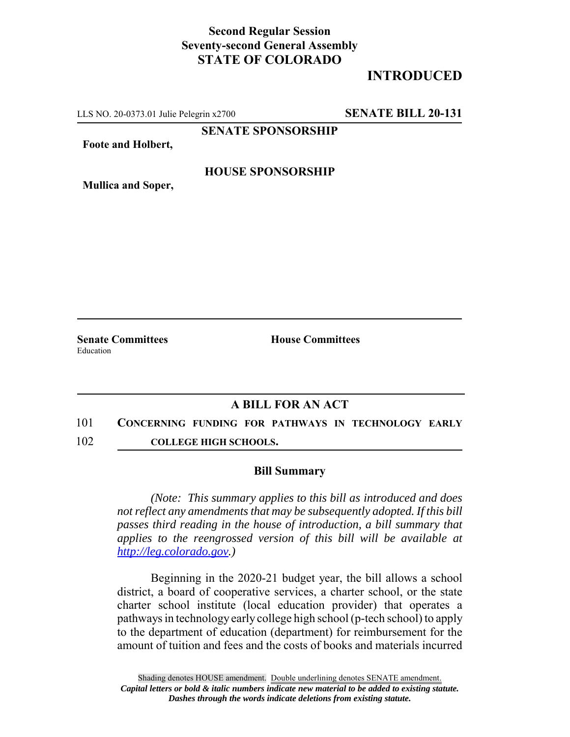**Second Regular Session**
**Seventy-second General Assembly**
**STATE OF COLORADO**

# INTRODUCTED

LLS NO. 20-0373.01 Julie Pelegrin x2700 **SENATE BILL 20-131**

**SENATE SPONSORSHIP**

**Foote and Holbert,**

**HOUSE SPONSORSHIP**

**Mullica and Soper,**

**Senate Committees**
Education

**House Committees**

## A BILL FOR AN ACT

101 **CONCERNING FUNDING FOR PATHWAYS IN TECHNOLOGY EARLY**
102 **COLLEGE HIGH SCHOOLS.**

### Bill Summary

*(Note: This summary applies to this bill as introduced and does not reflect any amendments that may be subsequently adopted. If this bill passes third reading in the house of introduction, a bill summary that applies to the reengrossed version of this bill will be available at [http://leg.colorado.gov](http://leg.colorado.gov).)*

Beginning in the 2020-21 budget year, the bill allows a school district, a board of cooperative services, a charter school, or the state charter school institute (local education provider) that operates a pathways in technology early college high school (p-tech school) to apply to the department of education (department) for reimbursement for the amount of tuition and fees and the costs of books and materials incurred

Shading denotes HOUSE amendment. Double underlining denotes SENATE amendment.
***Capital letters or bold & italic numbers indicate new material to be added to existing statute.***
***Dashes through the words indicate deletions from existing statute.***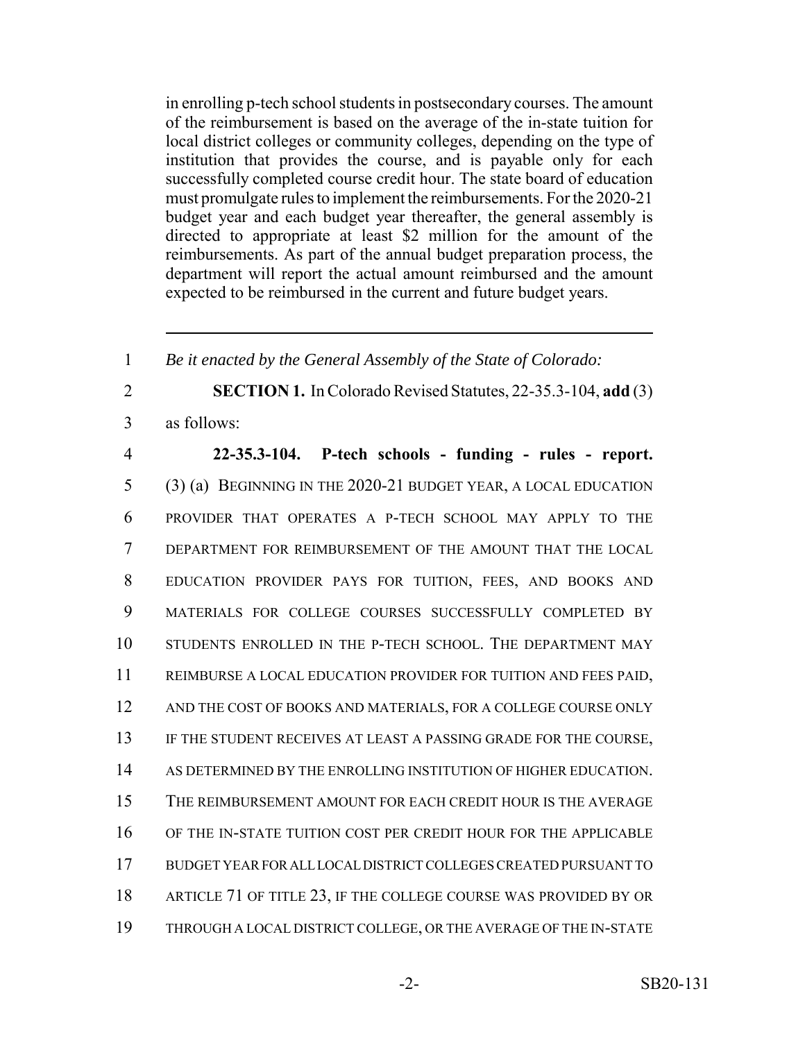in enrolling p-tech school students in postsecondary courses. The amount of the reimbursement is based on the average of the in-state tuition for local district colleges or community colleges, depending on the type of institution that provides the course, and is payable only for each successfully completed course credit hour. The state board of education must promulgate rules to implement the reimbursements. For the 2020-21 budget year and each budget year thereafter, the general assembly is directed to appropriate at least $2 million for the amount of the reimbursements. As part of the annual budget preparation process, the department will report the actual amount reimbursed and the amount expected to be reimbursed in the current and future budget years.

---

1 *Be it enacted by the General Assembly of the State of Colorado:*

2 **SECTION 1.** In Colorado Revised Statutes, 22-35.3-104, **add** (3)
3 as follows:

4 **22-35.3-104. P-tech schools - funding - rules - report.**
5 (3) (a) BEGINNING IN THE 2020-21 BUDGET YEAR, A LOCAL EDUCATION
6 PROVIDER THAT OPERATES A P-TECH SCHOOL MAY APPLY TO THE
7 DEPARTMENT FOR REIMBURSEMENT OF THE AMOUNT THAT THE LOCAL
8 EDUCATION PROVIDER PAYS FOR TUITION, FEES, AND BOOKS AND
9 MATERIALS FOR COLLEGE COURSES SUCCESSFULLY COMPLETED BY
10 STUDENTS ENROLLED IN THE P-TECH SCHOOL. THE DEPARTMENT MAY
11 REIMBURSE A LOCAL EDUCATION PROVIDER FOR TUITION AND FEES PAID,
12 AND THE COST OF BOOKS AND MATERIALS, FOR A COLLEGE COURSE ONLY
13 IF THE STUDENT RECEIVES AT LEAST A PASSING GRADE FOR THE COURSE,
14 AS DETERMINED BY THE ENROLLING INSTITUTION OF HIGHER EDUCATION.
15 THE REIMBURSEMENT AMOUNT FOR EACH CREDIT HOUR IS THE AVERAGE
16 OF THE IN-STATE TUITION COST PER CREDIT HOUR FOR THE APPLICABLE
17 BUDGET YEAR FOR ALL LOCAL DISTRICT COLLEGES CREATED PURSUANT TO
18 ARTICLE 71 OF TITLE 23, IF THE COLLEGE COURSE WAS PROVIDED BY OR
19 THROUGH A LOCAL DISTRICT COLLEGE, OR THE AVERAGE OF THE IN-STATE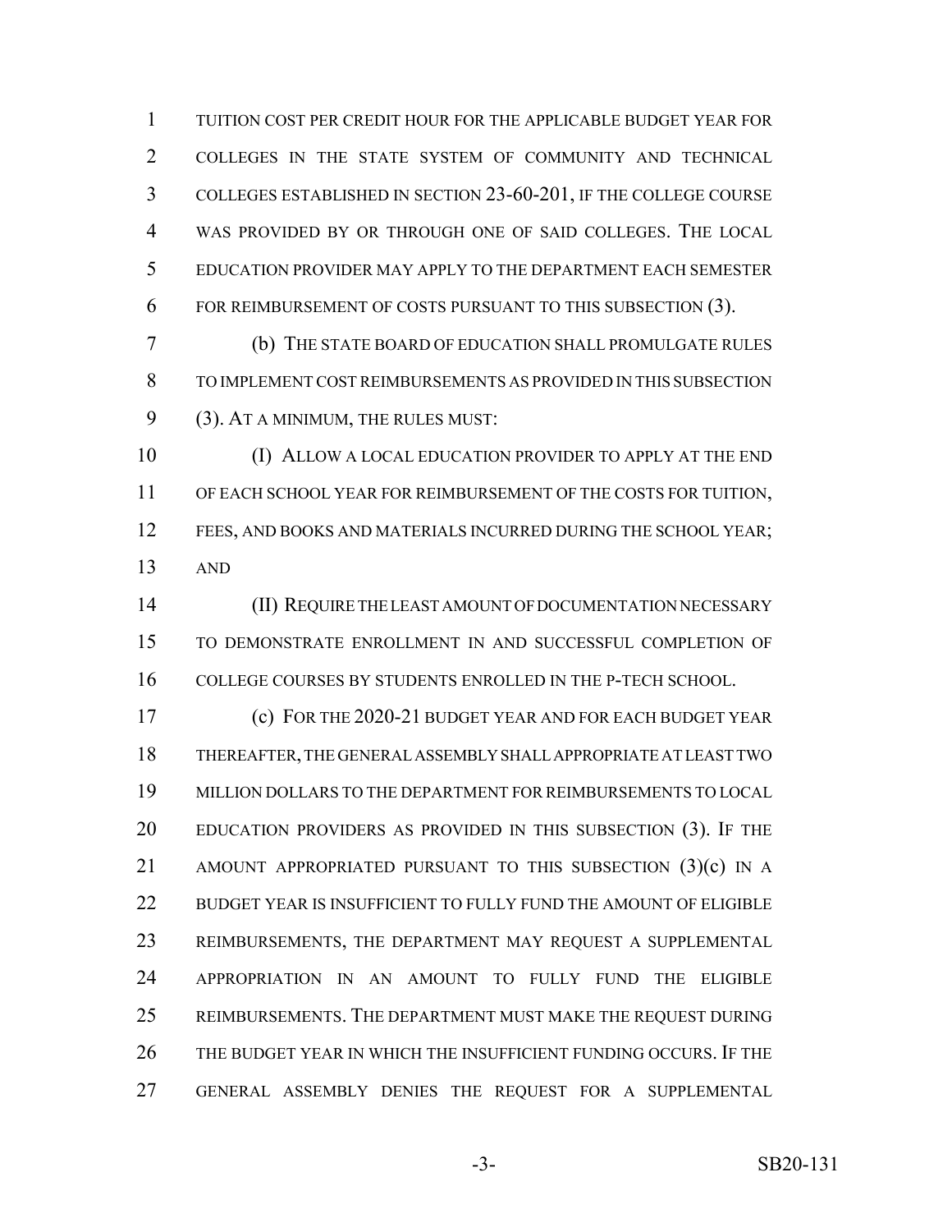TUITION COST PER CREDIT HOUR FOR THE APPLICABLE BUDGET YEAR FOR COLLEGES IN THE STATE SYSTEM OF COMMUNITY AND TECHNICAL COLLEGES ESTABLISHED IN SECTION 23-60-201, IF THE COLLEGE COURSE WAS PROVIDED BY OR THROUGH ONE OF SAID COLLEGES. THE LOCAL EDUCATION PROVIDER MAY APPLY TO THE DEPARTMENT EACH SEMESTER FOR REIMBURSEMENT OF COSTS PURSUANT TO THIS SUBSECTION (3).

(b) THE STATE BOARD OF EDUCATION SHALL PROMULGATE RULES TO IMPLEMENT COST REIMBURSEMENTS AS PROVIDED IN THIS SUBSECTION (3). AT A MINIMUM, THE RULES MUST:

(I) ALLOW A LOCAL EDUCATION PROVIDER TO APPLY AT THE END OF EACH SCHOOL YEAR FOR REIMBURSEMENT OF THE COSTS FOR TUITION, FEES, AND BOOKS AND MATERIALS INCURRED DURING THE SCHOOL YEAR; AND

(II) REQUIRE THE LEAST AMOUNT OF DOCUMENTATION NECESSARY TO DEMONSTRATE ENROLLMENT IN AND SUCCESSFUL COMPLETION OF COLLEGE COURSES BY STUDENTS ENROLLED IN THE P-TECH SCHOOL.

(c) FOR THE 2020-21 BUDGET YEAR AND FOR EACH BUDGET YEAR THEREAFTER, THE GENERAL ASSEMBLY SHALL APPROPRIATE AT LEAST TWO MILLION DOLLARS TO THE DEPARTMENT FOR REIMBURSEMENTS TO LOCAL EDUCATION PROVIDERS AS PROVIDED IN THIS SUBSECTION (3). IF THE AMOUNT APPROPRIATED PURSUANT TO THIS SUBSECTION (3)(c) IN A BUDGET YEAR IS INSUFFICIENT TO FULLY FUND THE AMOUNT OF ELIGIBLE REIMBURSEMENTS, THE DEPARTMENT MAY REQUEST A SUPPLEMENTAL APPROPRIATION IN AN AMOUNT TO FULLY FUND THE ELIGIBLE REIMBURSEMENTS. THE DEPARTMENT MUST MAKE THE REQUEST DURING THE BUDGET YEAR IN WHICH THE INSUFFICIENT FUNDING OCCURS. IF THE GENERAL ASSEMBLY DENIES THE REQUEST FOR A SUPPLEMENTAL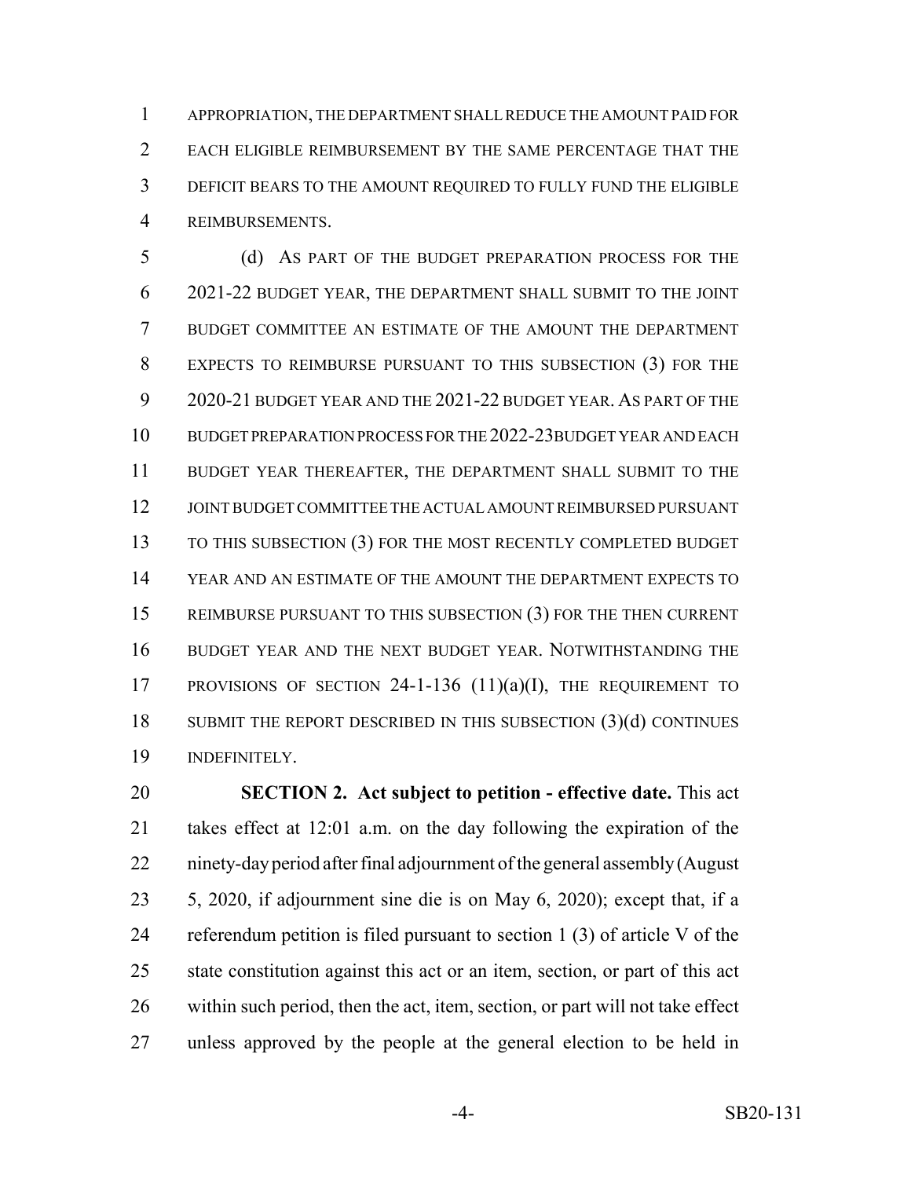APPROPRIATION, THE DEPARTMENT SHALL REDUCE THE AMOUNT PAID FOR EACH ELIGIBLE REIMBURSEMENT BY THE SAME PERCENTAGE THAT THE DEFICIT BEARS TO THE AMOUNT REQUIRED TO FULLY FUND THE ELIGIBLE REIMBURSEMENTS.

(d) AS PART OF THE BUDGET PREPARATION PROCESS FOR THE 2021-22 BUDGET YEAR, THE DEPARTMENT SHALL SUBMIT TO THE JOINT BUDGET COMMITTEE AN ESTIMATE OF THE AMOUNT THE DEPARTMENT EXPECTS TO REIMBURSE PURSUANT TO THIS SUBSECTION (3) FOR THE 2020-21 BUDGET YEAR AND THE 2021-22 BUDGET YEAR. AS PART OF THE BUDGET PREPARATION PROCESS FOR THE 2022-23BUDGET YEAR AND EACH BUDGET YEAR THEREAFTER, THE DEPARTMENT SHALL SUBMIT TO THE JOINT BUDGET COMMITTEE THE ACTUAL AMOUNT REIMBURSED PURSUANT TO THIS SUBSECTION (3) FOR THE MOST RECENTLY COMPLETED BUDGET YEAR AND AN ESTIMATE OF THE AMOUNT THE DEPARTMENT EXPECTS TO REIMBURSE PURSUANT TO THIS SUBSECTION (3) FOR THE THEN CURRENT BUDGET YEAR AND THE NEXT BUDGET YEAR. NOTWITHSTANDING THE PROVISIONS OF SECTION 24-1-136 (11)(a)(I), THE REQUIREMENT TO SUBMIT THE REPORT DESCRIBED IN THIS SUBSECTION (3)(d) CONTINUES INDEFINITELY.

**SECTION 2. Act subject to petition - effective date.** This act takes effect at 12:01 a.m. on the day following the expiration of the ninety-day period after final adjournment of the general assembly (August 5, 2020, if adjournment sine die is on May 6, 2020); except that, if a referendum petition is filed pursuant to section 1 (3) of article V of the state constitution against this act or an item, section, or part of this act within such period, then the act, item, section, or part will not take effect unless approved by the people at the general election to be held in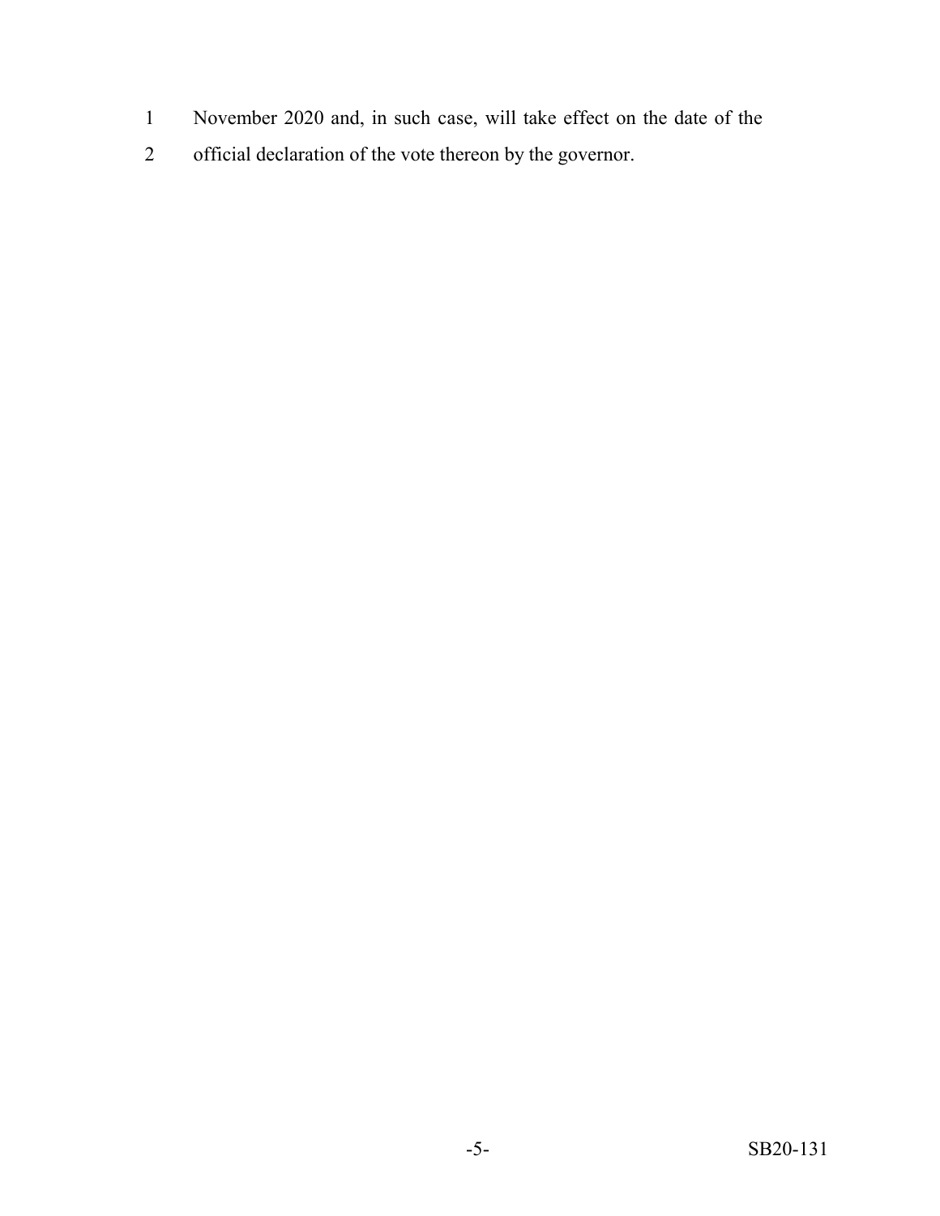November 2020 and, in such case, will take effect on the date of the official declaration of the vote thereon by the governor.